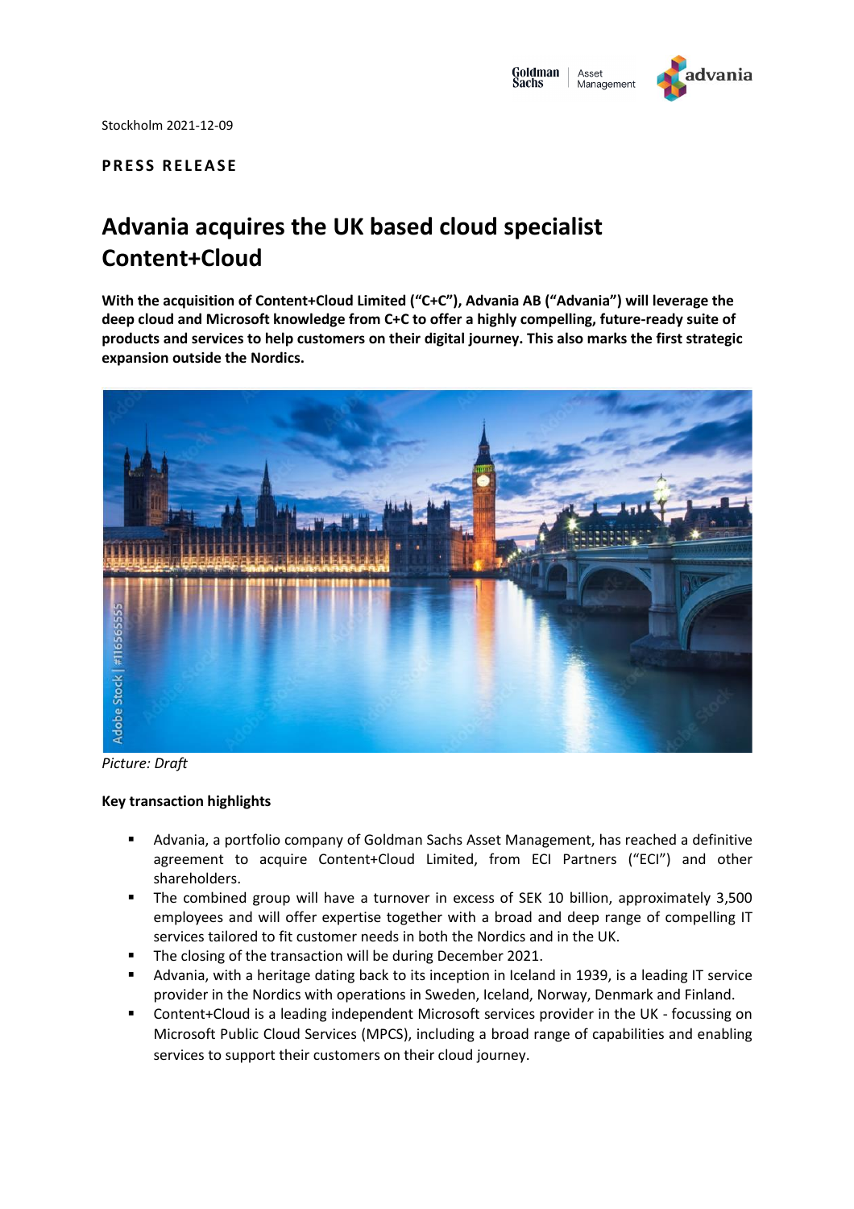Stockholm 2021-12-09

**PRESS RELEASE**

# Advania acquires the UK based cloud specialist Content+Cloud

**With the acquisition of Content+Cloud Limited ("C+C"), Advania AB ("Advania") will leverage the deep cloud and Microsoft knowledge from C+C to offer a highly compelling, future-ready suite of products and services to help customers on their digital journey. This also marks the first strategic expansion outside the Nordics.**

*Picture: Draft*

**Key transaction highlights**

- Advania, a portfolio company of Goldman Sachs Asset Management, has reached a definitive agreement to acquire Content+Cloud Limited, from ECI Partners ("ECI") and other shareholders.
- The combined group will have a turnover in excess of SEK 10 billion, approximately 3,500 employees and will offer expertise together with a broad and deep range of compelling IT services tailored to fit customer needs in both the Nordics and in the UK.
- The closing of the transaction will be during December 2021.
- Advania, with a heritage dating back to its inception in Iceland in 1939, is a leading IT service provider in the Nordics with operations in Sweden, Iceland, Norway, Denmark and Finland.
- Content+Cloud is a leading independent Microsoft services provider in the UK - focussing on Microsoft Public Cloud Services (MPCS), including a broad range of capabilities and enabling services to support their customers on their cloud journey.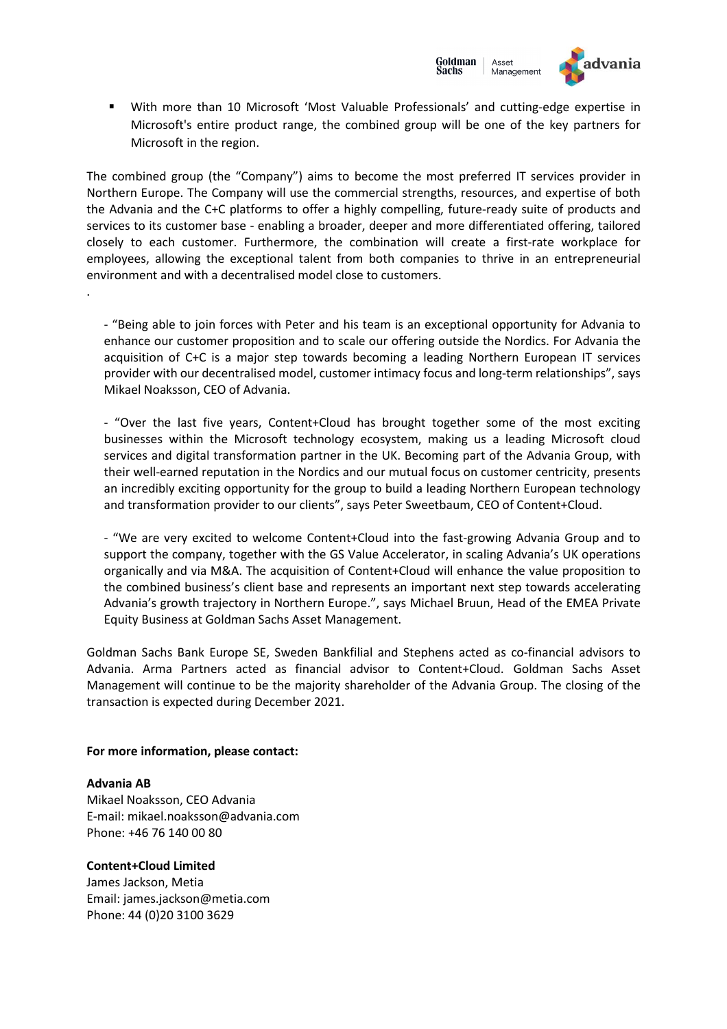- With more than 10 Microsoft 'Most Valuable Professionals' and cutting-edge expertise in Microsoft's entire product range, the combined group will be one of the key partners for Microsoft in the region.

The combined group (the "Company") aims to become the most preferred IT services provider in Northern Europe. The Company will use the commercial strengths, resources, and expertise of both the Advania and the C+C platforms to offer a highly compelling, future-ready suite of products and services to its customer base - enabling a broader, deeper and more differentiated offering, tailored closely to each customer. Furthermore, the combination will create a first-rate workplace for employees, allowing the exceptional talent from both companies to thrive in an entrepreneurial environment and with a decentralised model close to customers.

.

- "Being able to join forces with Peter and his team is an exceptional opportunity for Advania to enhance our customer proposition and to scale our offering outside the Nordics. For Advania the acquisition of C+C is a major step towards becoming a leading Northern European IT services provider with our decentralised model, customer intimacy focus and long-term relationships", says Mikael Noaksson, CEO of Advania.

- "Over the last five years, Content+Cloud has brought together some of the most exciting businesses within the Microsoft technology ecosystem, making us a leading Microsoft cloud services and digital transformation partner in the UK. Becoming part of the Advania Group, with their well-earned reputation in the Nordics and our mutual focus on customer centricity, presents an incredibly exciting opportunity for the group to build a leading Northern European technology and transformation provider to our clients", says Peter Sweetbaum, CEO of Content+Cloud.

- "We are very excited to welcome Content+Cloud into the fast-growing Advania Group and to support the company, together with the GS Value Accelerator, in scaling Advania's UK operations organically and via M&A. The acquisition of Content+Cloud will enhance the value proposition to the combined business's client base and represents an important next step towards accelerating Advania's growth trajectory in Northern Europe.", says Michael Bruun, Head of the EMEA Private Equity Business at Goldman Sachs Asset Management.

Goldman Sachs Bank Europe SE, Sweden Bankfilial and Stephens acted as co-financial advisors to Advania. Arma Partners acted as financial advisor to Content+Cloud. Goldman Sachs Asset Management will continue to be the majority shareholder of the Advania Group. The closing of the transaction is expected during December 2021.

**For more information, please contact:**

**Advania AB**
Mikael Noaksson, CEO Advania
E-mail: mikael.noaksson@advania.com
Phone: +46 76 140 00 80

**Content+Cloud Limited**
James Jackson, Metia
Email: james.jackson@metia.com
Phone: 44 (0)20 3100 3629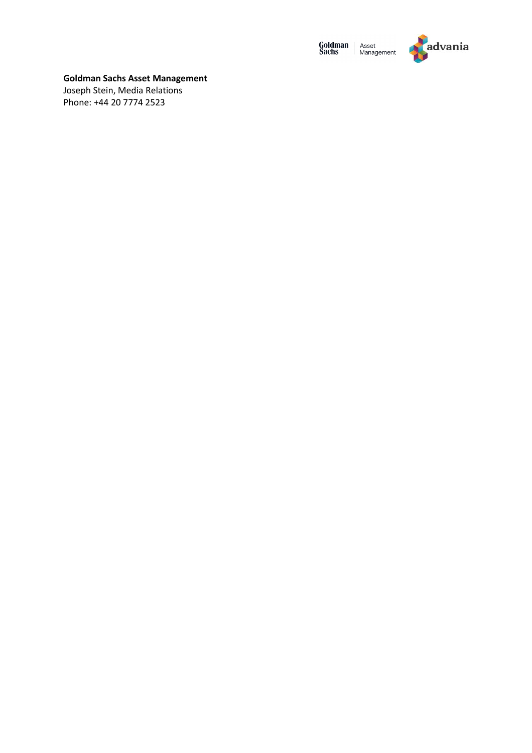**Goldman Sachs Asset Management**
Joseph Stein, Media Relations
Phone: +44 20 7774 2523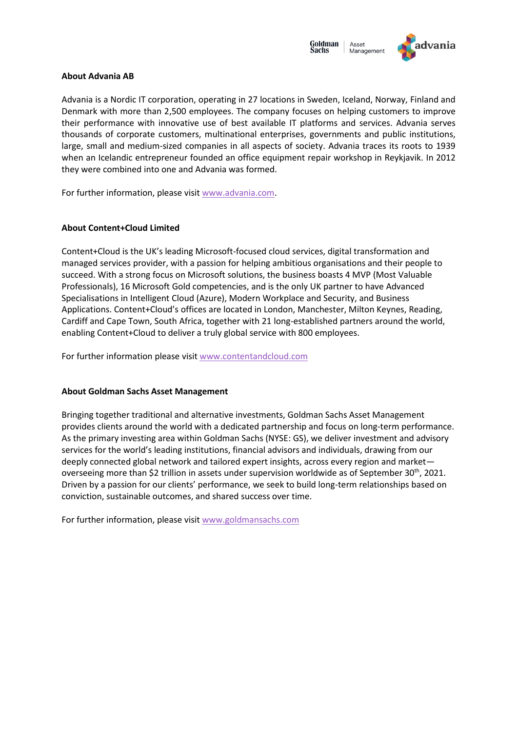**About Advania AB**

Advania is a Nordic IT corporation, operating in 27 locations in Sweden, Iceland, Norway, Finland and Denmark with more than 2,500 employees. The company focuses on helping customers to improve their performance with innovative use of best available IT platforms and services. Advania serves thousands of corporate customers, multinational enterprises, governments and public institutions, large, small and medium-sized companies in all aspects of society. Advania traces its roots to 1939 when an Icelandic entrepreneur founded an office equipment repair workshop in Reykjavik. In 2012 they were combined into one and Advania was formed.

For further information, please visit www.advania.com.

**About Content+Cloud Limited**

Content+Cloud is the UK's leading Microsoft-focused cloud services, digital transformation and managed services provider, with a passion for helping ambitious organisations and their people to succeed. With a strong focus on Microsoft solutions, the business boasts 4 MVP (Most Valuable Professionals), 16 Microsoft Gold competencies, and is the only UK partner to have Advanced Specialisations in Intelligent Cloud (Azure), Modern Workplace and Security, and Business Applications. Content+Cloud's offices are located in London, Manchester, Milton Keynes, Reading, Cardiff and Cape Town, South Africa, together with 21 long-established partners around the world, enabling Content+Cloud to deliver a truly global service with 800 employees.

For further information please visit www.contentandcloud.com

**About Goldman Sachs Asset Management**

Bringing together traditional and alternative investments, Goldman Sachs Asset Management provides clients around the world with a dedicated partnership and focus on long-term performance. As the primary investing area within Goldman Sachs (NYSE: GS), we deliver investment and advisory services for the world's leading institutions, financial advisors and individuals, drawing from our deeply connected global network and tailored expert insights, across every region and market—overseeing more than $2 trillion in assets under supervision worldwide as of September 30th, 2021. Driven by a passion for our clients' performance, we seek to build long-term relationships based on conviction, sustainable outcomes, and shared success over time.

For further information, please visit www.goldmansachs.com